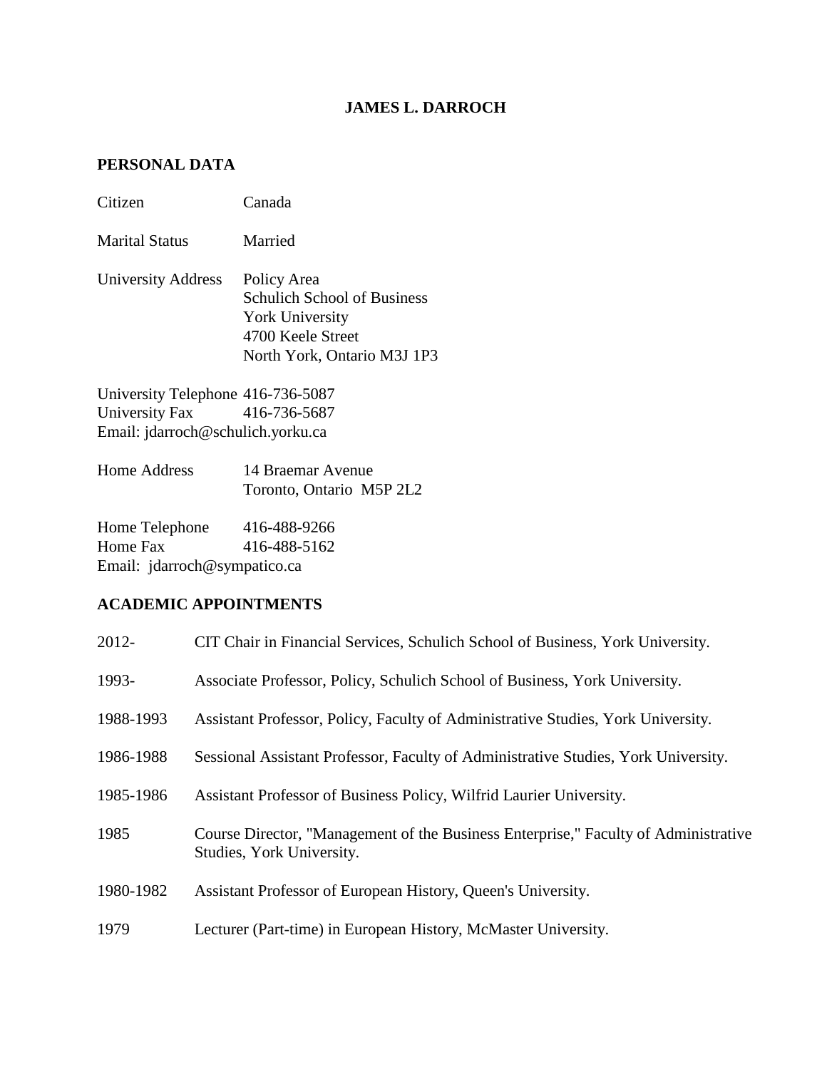# JAMES L. DARROCH

## PERSONAL DATA

| | |
|---|---|
| Citizen | Canada |
| Marital Status | Married |
| University Address | Policy Area<br>Schulich School of Business<br>York University<br>4700 Keele Street<br>North York, Ontario M3J 1P3 |

University Telephone 416-736-5087
University Fax 416-736-5687
Email: jdarroch@schulich.yorku.ca

| | |
|---|---|
| Home Address | 14 Braemar Avenue<br>Toronto, Ontario M5P 2L2 |

Home Telephone 416-488-9266
Home Fax 416-488-5162
Email: jdarroch@sympatico.ca

## ACADEMIC APPOINTMENTS

| | |
|---|---|
| 2012- | CIT Chair in Financial Services, Schulich School of Business, York University. |
| 1993- | Associate Professor, Policy, Schulich School of Business, York University. |
| 1988-1993 | Assistant Professor, Policy, Faculty of Administrative Studies, York University. |
| 1986-1988 | Sessional Assistant Professor, Faculty of Administrative Studies, York University. |
| 1985-1986 | Assistant Professor of Business Policy, Wilfrid Laurier University. |
| 1985 | Course Director, "Management of the Business Enterprise," Faculty of Administrative Studies, York University. |
| 1980-1982 | Assistant Professor of European History, Queen's University. |
| 1979 | Lecturer (Part-time) in European History, McMaster University. |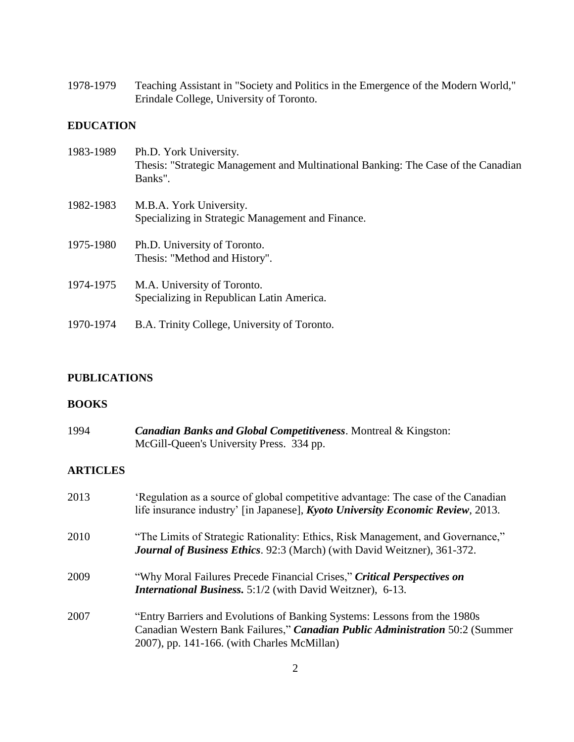1978-1979 Teaching Assistant in "Society and Politics in the Emergence of the Modern World," Erindale College, University of Toronto.

## EDUCATION

1983-1989 Ph.D. York University.
Thesis: "Strategic Management and Multinational Banking: The Case of the Canadian Banks".

1982-1983 M.B.A. York University.
Specializing in Strategic Management and Finance.

1975-1980 Ph.D. University of Toronto.
Thesis: "Method and History".

1974-1975 M.A. University of Toronto.
Specializing in Republican Latin America.

1970-1974 B.A. Trinity College, University of Toronto.

## PUBLICATIONS

### BOOKS

1994 ***Canadian Banks and Global Competitiveness***. Montreal & Kingston: McGill-Queen's University Press. 334 pp.

### ARTICLES

2013 'Regulation as a source of global competitive advantage: The case of the Canadian life insurance industry' [in Japanese], ***Kyoto University Economic Review***, 2013.

2010 "The Limits of Strategic Rationality: Ethics, Risk Management, and Governance," ***Journal of Business Ethics***. 92:3 (March) (with David Weitzner), 361-372.

2009 "Why Moral Failures Precede Financial Crises," ***Critical Perspectives on International Business.*** 5:1/2 (with David Weitzner), 6-13.

2007 "Entry Barriers and Evolutions of Banking Systems: Lessons from the 1980s Canadian Western Bank Failures," ***Canadian Public Administration*** 50:2 (Summer 2007), pp. 141-166. (with Charles McMillan)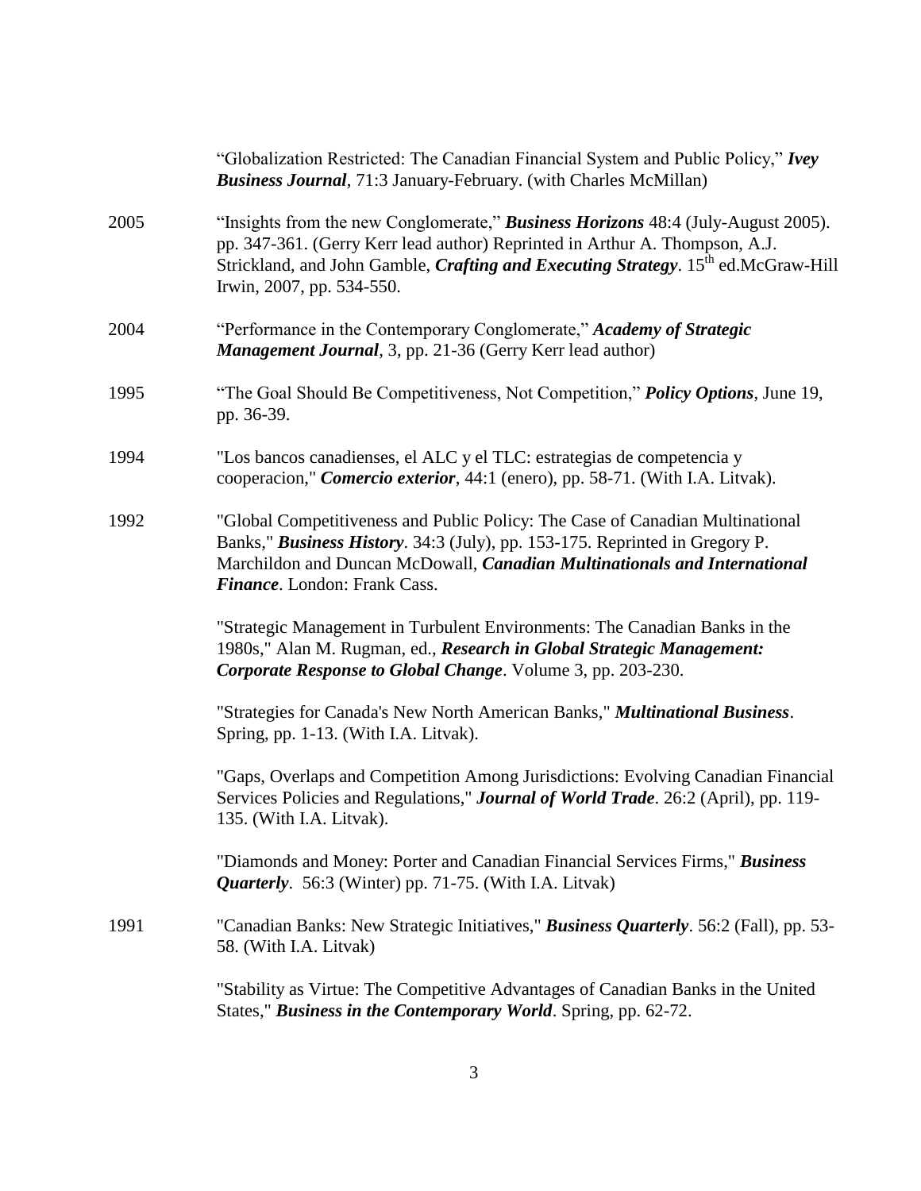"Globalization Restricted: The Canadian Financial System and Public Policy," ***Ivey Business Journal***, 71:3 January-February. (with Charles McMillan)

2005 "Insights from the new Conglomerate," ***Business Horizons*** 48:4 (July-August 2005). pp. 347-361. (Gerry Kerr lead author) Reprinted in Arthur A. Thompson, A.J. Strickland, and John Gamble, ***Crafting and Executing Strategy***. 15th ed.McGraw-Hill Irwin, 2007, pp. 534-550.

2004 "Performance in the Contemporary Conglomerate," ***Academy of Strategic Management Journal***, 3, pp. 21-36 (Gerry Kerr lead author)

1995 "The Goal Should Be Competitiveness, Not Competition," ***Policy Options***, June 19, pp. 36-39.

1994 "Los bancos canadienses, el ALC y el TLC: estrategias de competencia y cooperacion," ***Comercio exterior***, 44:1 (enero), pp. 58-71. (With I.A. Litvak).

1992 "Global Competitiveness and Public Policy: The Case of Canadian Multinational Banks," ***Business History***. 34:3 (July), pp. 153-175. Reprinted in Gregory P. Marchildon and Duncan McDowall, ***Canadian Multinationals and International Finance***. London: Frank Cass.

"Strategic Management in Turbulent Environments: The Canadian Banks in the 1980s," Alan M. Rugman, ed., ***Research in Global Strategic Management: Corporate Response to Global Change***. Volume 3, pp. 203-230.

"Strategies for Canada's New North American Banks," ***Multinational Business***. Spring, pp. 1-13. (With I.A. Litvak).

"Gaps, Overlaps and Competition Among Jurisdictions: Evolving Canadian Financial Services Policies and Regulations," ***Journal of World Trade***. 26:2 (April), pp. 119-135. (With I.A. Litvak).

"Diamonds and Money: Porter and Canadian Financial Services Firms," ***Business Quarterly***. 56:3 (Winter) pp. 71-75. (With I.A. Litvak)

1991 "Canadian Banks: New Strategic Initiatives," ***Business Quarterly***. 56:2 (Fall), pp. 53-58. (With I.A. Litvak)

"Stability as Virtue: The Competitive Advantages of Canadian Banks in the United States," ***Business in the Contemporary World***. Spring, pp. 62-72.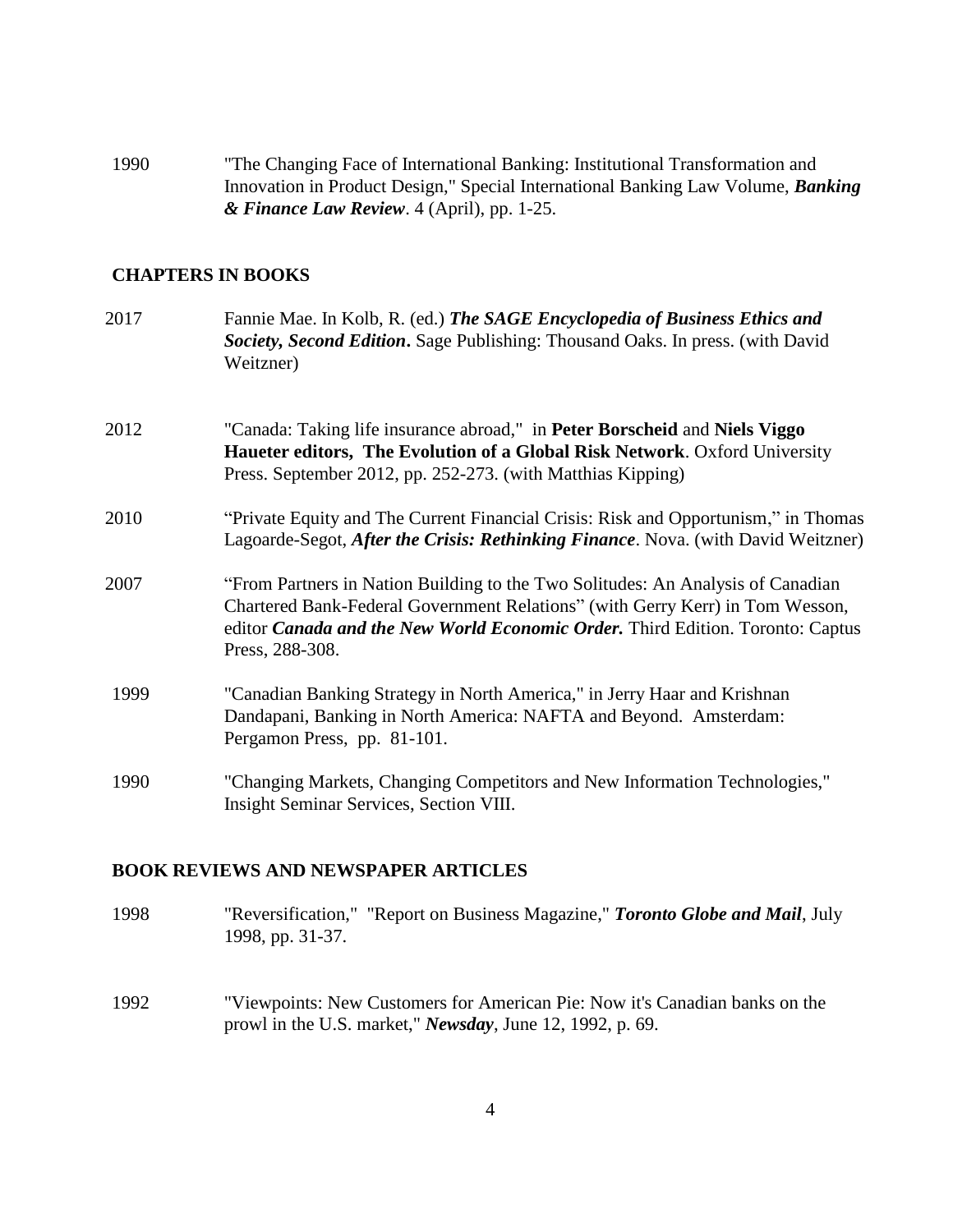1990 "The Changing Face of International Banking: Institutional Transformation and Innovation in Product Design," Special International Banking Law Volume, ***Banking & Finance Law Review***. 4 (April), pp. 1-25.

## CHAPTERS IN BOOKS

2017 Fannie Mae. In Kolb, R. (ed.) ***The SAGE Encyclopedia of Business Ethics and Society, Second Edition*****.** Sage Publishing: Thousand Oaks. In press. (with David Weitzner)

2012 "Canada: Taking life insurance abroad," in **Peter Borscheid** and **Niels Viggo Haueter editors, The Evolution of a Global Risk Network**. Oxford University Press. September 2012, pp. 252-273. (with Matthias Kipping)

2010 "Private Equity and The Current Financial Crisis: Risk and Opportunism," in Thomas Lagoarde-Segot, ***After the Crisis: Rethinking Finance***. Nova. (with David Weitzner)

2007 "From Partners in Nation Building to the Two Solitudes: An Analysis of Canadian Chartered Bank-Federal Government Relations" (with Gerry Kerr) in Tom Wesson, editor ***Canada and the New World Economic Order.*** Third Edition. Toronto: Captus Press, 288-308.

1999 "Canadian Banking Strategy in North America," in Jerry Haar and Krishnan Dandapani, Banking in North America: NAFTA and Beyond. Amsterdam: Pergamon Press, pp. 81-101.

1990 "Changing Markets, Changing Competitors and New Information Technologies," Insight Seminar Services, Section VIII.

## BOOK REVIEWS AND NEWSPAPER ARTICLES

1998 "Reversification," "Report on Business Magazine," ***Toronto Globe and Mail***, July 1998, pp. 31-37.

1992 "Viewpoints: New Customers for American Pie: Now it's Canadian banks on the prowl in the U.S. market," ***Newsday***, June 12, 1992, p. 69.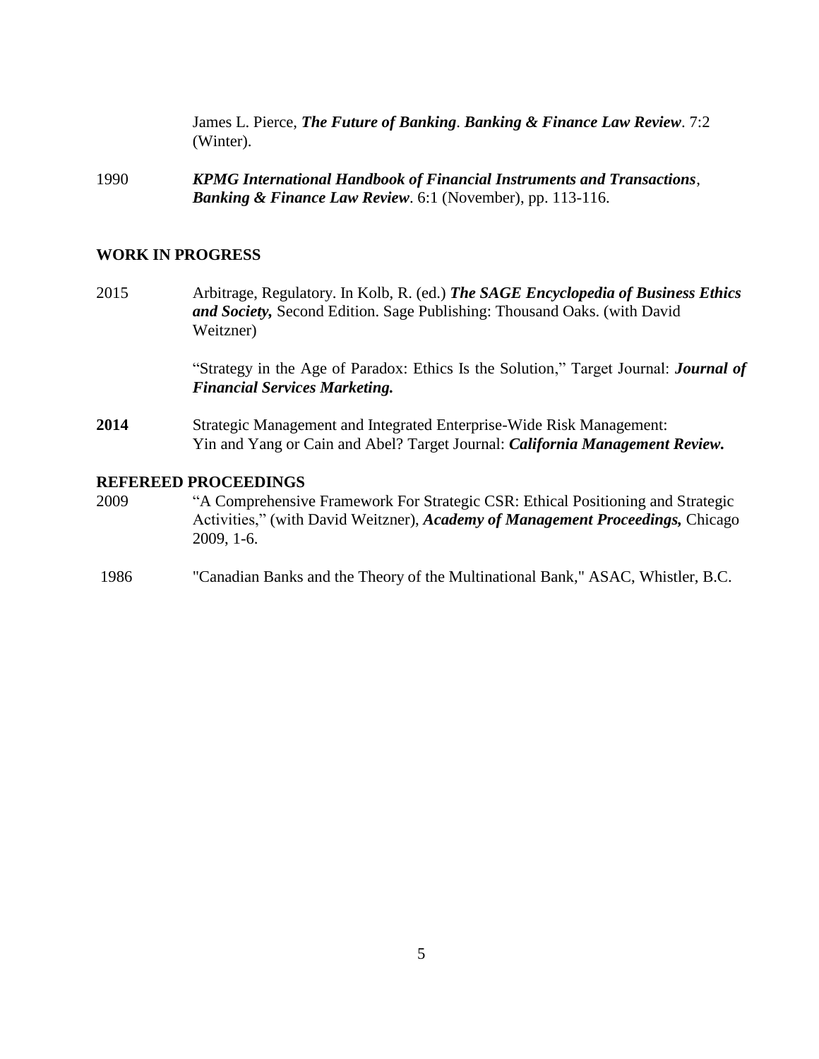James L. Pierce, ***The Future of Banking***. ***Banking & Finance Law Review***. 7:2 (Winter).

1990 ***KPMG International Handbook of Financial Instruments and Transactions***, ***Banking & Finance Law Review***. 6:1 (November), pp. 113-116.

## WORK IN PROGRESS

2015 Arbitrage, Regulatory. In Kolb, R. (ed.) ***The SAGE Encyclopedia of Business Ethics and Society,*** Second Edition. Sage Publishing: Thousand Oaks. (with David Weitzner)

"Strategy in the Age of Paradox: Ethics Is the Solution," Target Journal: ***Journal of Financial Services Marketing.***

**2014** Strategic Management and Integrated Enterprise-Wide Risk Management: Yin and Yang or Cain and Abel? Target Journal: ***California Management Review.***

## REFEREED PROCEEDINGS

2009 "A Comprehensive Framework For Strategic CSR: Ethical Positioning and Strategic Activities," (with David Weitzner), ***Academy of Management Proceedings,*** Chicago 2009, 1-6.

1986 "Canadian Banks and the Theory of the Multinational Bank," ASAC, Whistler, B.C.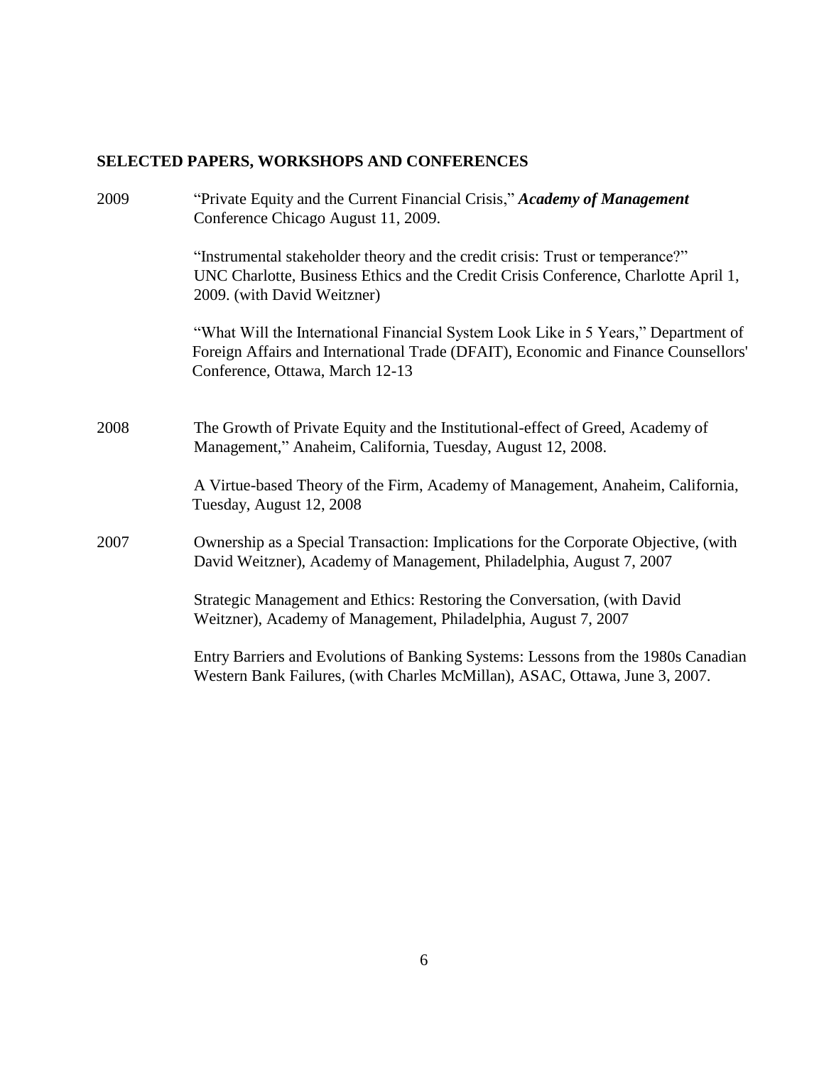## SELECTED PAPERS, WORKSHOPS AND CONFERENCES

2009 "Private Equity and the Current Financial Crisis," ***Academy of Management*** Conference Chicago August 11, 2009.

"Instrumental stakeholder theory and the credit crisis: Trust or temperance?" UNC Charlotte, Business Ethics and the Credit Crisis Conference, Charlotte April 1, 2009. (with David Weitzner)

"What Will the International Financial System Look Like in 5 Years," Department of Foreign Affairs and International Trade (DFAIT), Economic and Finance Counsellors' Conference, Ottawa, March 12-13

2008 The Growth of Private Equity and the Institutional-effect of Greed, Academy of Management," Anaheim, California, Tuesday, August 12, 2008.

A Virtue-based Theory of the Firm, Academy of Management, Anaheim, California, Tuesday, August 12, 2008

2007 Ownership as a Special Transaction: Implications for the Corporate Objective, (with David Weitzner), Academy of Management, Philadelphia, August 7, 2007

Strategic Management and Ethics: Restoring the Conversation, (with David Weitzner), Academy of Management, Philadelphia, August 7, 2007

Entry Barriers and Evolutions of Banking Systems: Lessons from the 1980s Canadian Western Bank Failures, (with Charles McMillan), ASAC, Ottawa, June 3, 2007.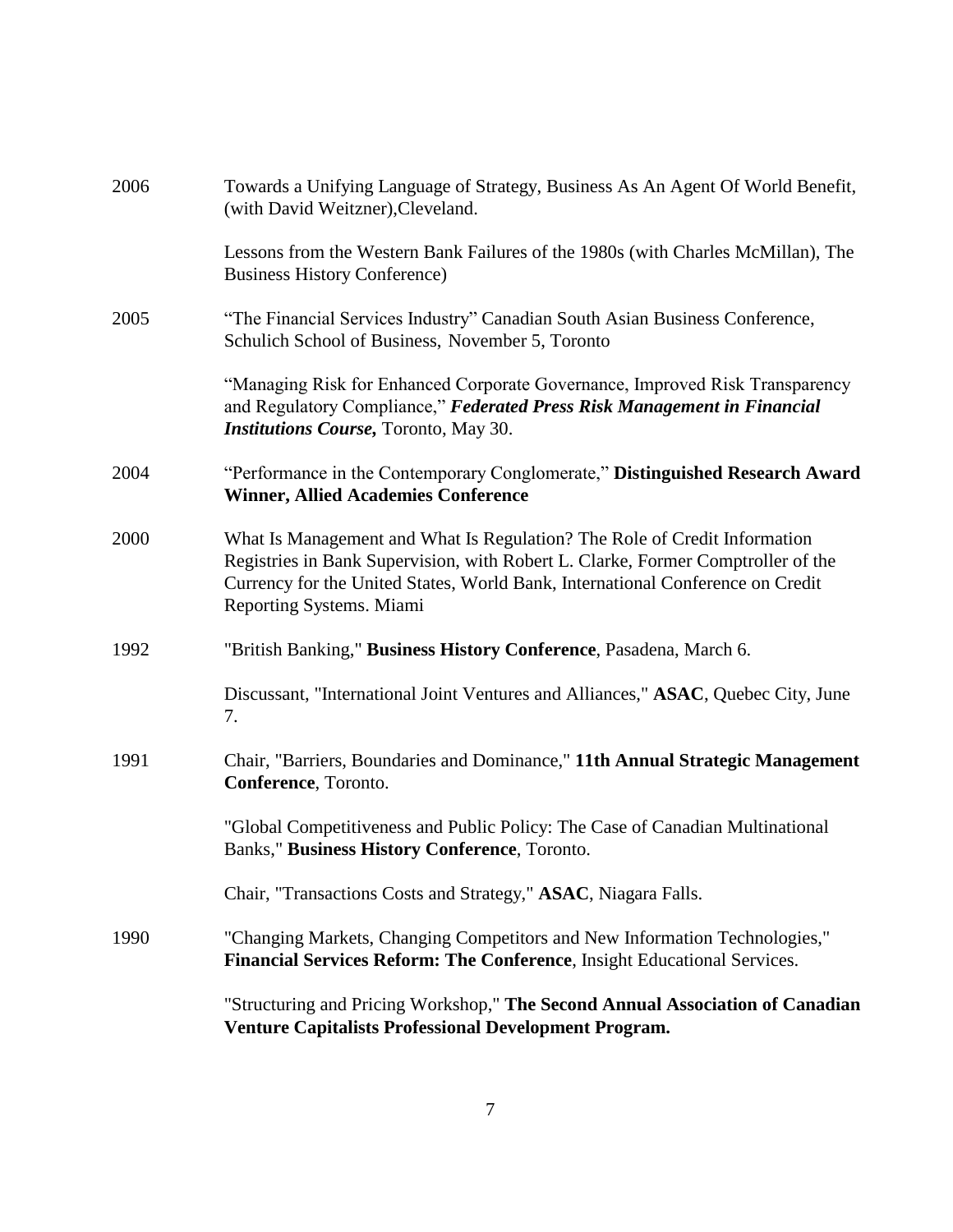2006 Towards a Unifying Language of Strategy, Business As An Agent Of World Benefit, (with David Weitzner),Cleveland.

Lessons from the Western Bank Failures of the 1980s (with Charles McMillan), The Business History Conference)

2005 "The Financial Services Industry" Canadian South Asian Business Conference, Schulich School of Business, November 5, Toronto

"Managing Risk for Enhanced Corporate Governance, Improved Risk Transparency and Regulatory Compliance," ***Federated Press Risk Management in Financial Institutions Course,*** Toronto, May 30.

2004 "Performance in the Contemporary Conglomerate," **Distinguished Research Award Winner, Allied Academies Conference**

2000 What Is Management and What Is Regulation? The Role of Credit Information Registries in Bank Supervision, with Robert L. Clarke, Former Comptroller of the Currency for the United States, World Bank, International Conference on Credit Reporting Systems. Miami

1992 "British Banking," **Business History Conference**, Pasadena, March 6.

Discussant, "International Joint Ventures and Alliances," **ASAC**, Quebec City, June 7.

1991 Chair, "Barriers, Boundaries and Dominance," **11th Annual Strategic Management Conference**, Toronto.

"Global Competitiveness and Public Policy: The Case of Canadian Multinational Banks," **Business History Conference**, Toronto.

Chair, "Transactions Costs and Strategy," **ASAC**, Niagara Falls.

1990 "Changing Markets, Changing Competitors and New Information Technologies," **Financial Services Reform: The Conference**, Insight Educational Services.

"Structuring and Pricing Workshop," **The Second Annual Association of Canadian Venture Capitalists Professional Development Program.**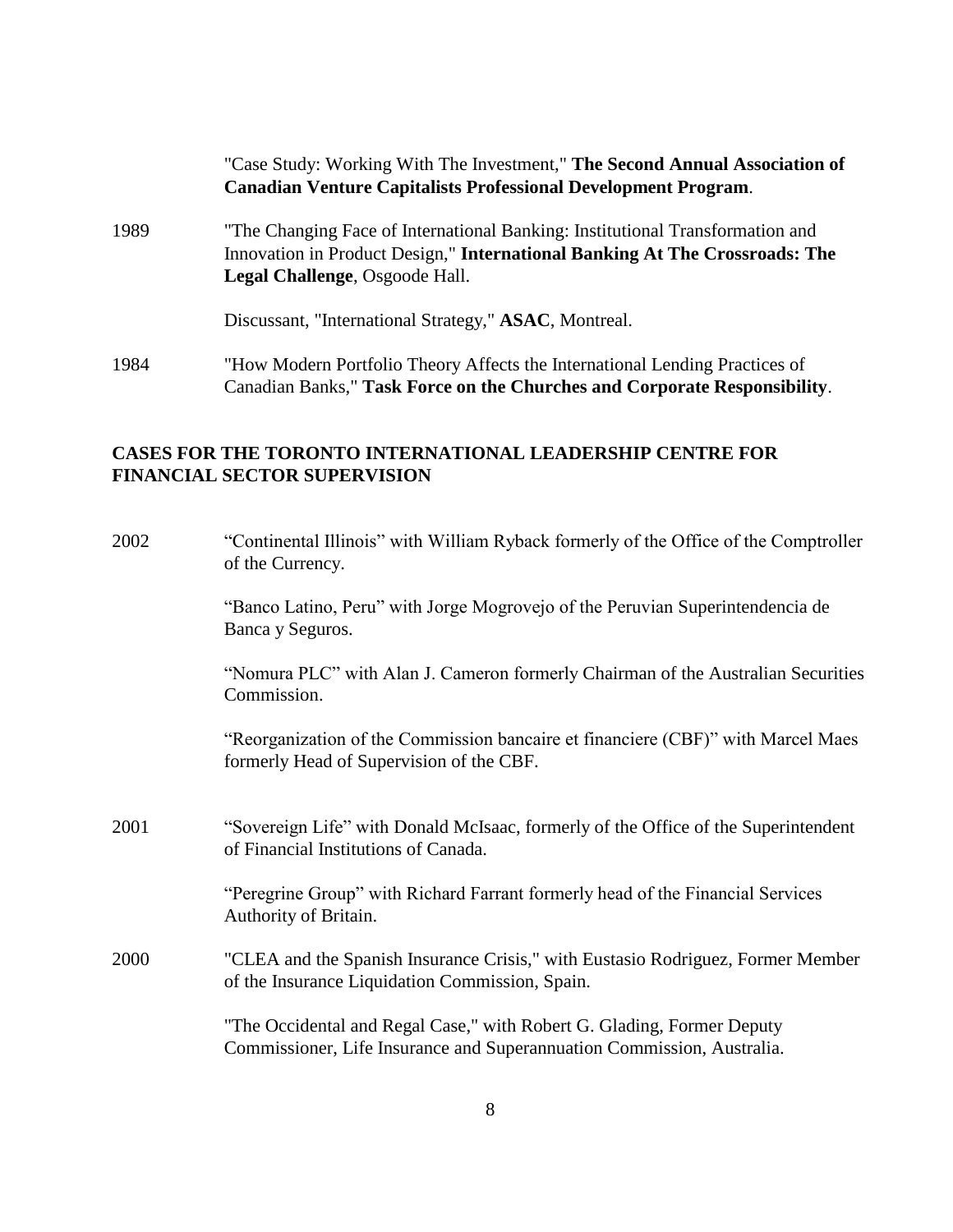"Case Study: Working With The Investment," **The Second Annual Association of Canadian Venture Capitalists Professional Development Program**.

1989 "The Changing Face of International Banking: Institutional Transformation and Innovation in Product Design," **International Banking At The Crossroads: The Legal Challenge**, Osgoode Hall.

Discussant, "International Strategy," **ASAC**, Montreal.

1984 "How Modern Portfolio Theory Affects the International Lending Practices of Canadian Banks," **Task Force on the Churches and Corporate Responsibility**.

## CASES FOR THE TORONTO INTERNATIONAL LEADERSHIP CENTRE FOR FINANCIAL SECTOR SUPERVISION

2002 "Continental Illinois" with William Ryback formerly of the Office of the Comptroller of the Currency.

"Banco Latino, Peru" with Jorge Mogrovejo of the Peruvian Superintendencia de Banca y Seguros.

"Nomura PLC" with Alan J. Cameron formerly Chairman of the Australian Securities Commission.

"Reorganization of the Commission bancaire et financiere (CBF)" with Marcel Maes formerly Head of Supervision of the CBF.

2001 "Sovereign Life" with Donald McIsaac, formerly of the Office of the Superintendent of Financial Institutions of Canada.

"Peregrine Group" with Richard Farrant formerly head of the Financial Services Authority of Britain.

2000 "CLEA and the Spanish Insurance Crisis," with Eustasio Rodriguez, Former Member of the Insurance Liquidation Commission, Spain.

"The Occidental and Regal Case," with Robert G. Glading, Former Deputy Commissioner, Life Insurance and Superannuation Commission, Australia.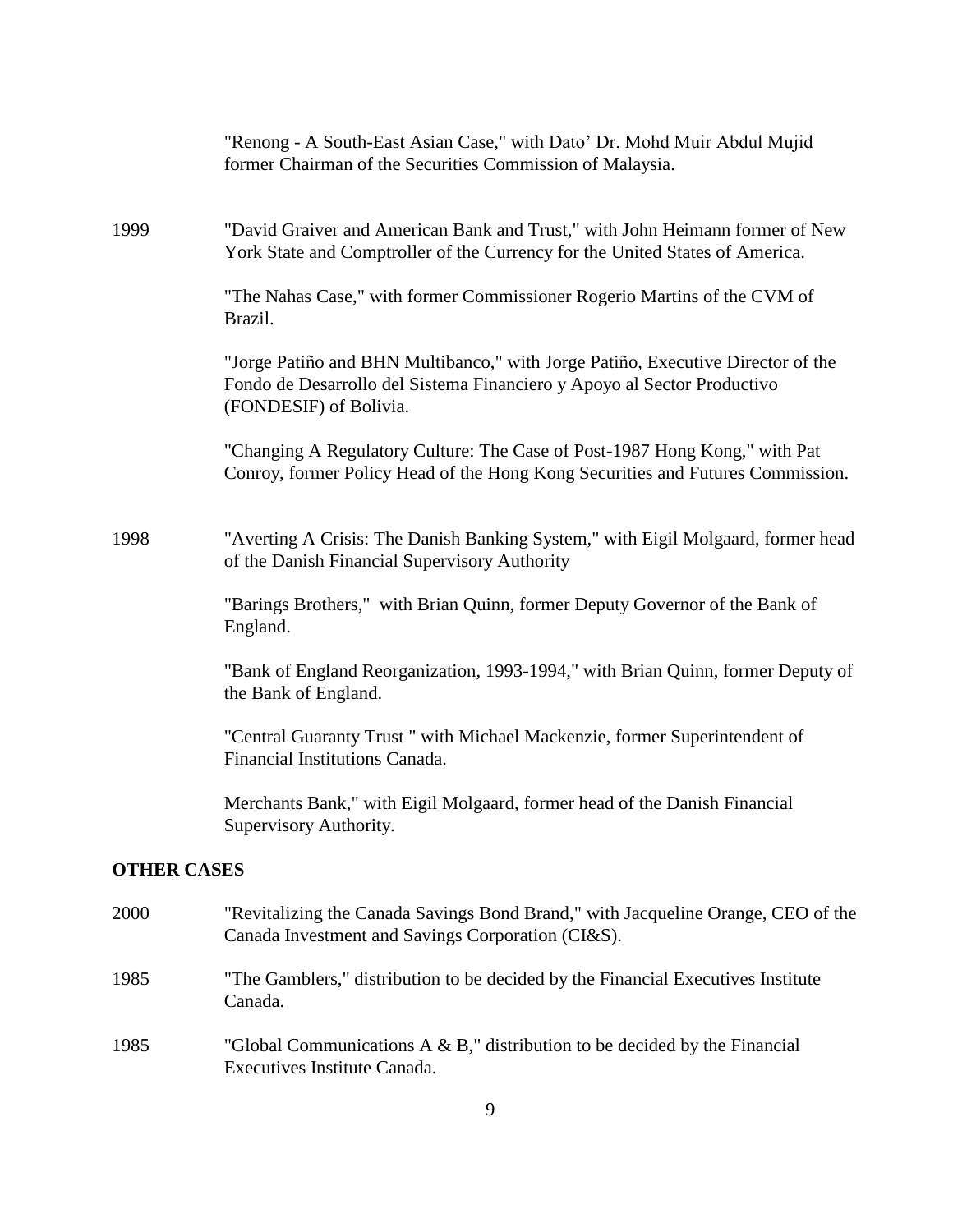"Renong - A South-East Asian Case," with Dato' Dr. Mohd Muir Abdul Mujid former Chairman of the Securities Commission of Malaysia.

1999 "David Graiver and American Bank and Trust," with John Heimann former of New York State and Comptroller of the Currency for the United States of America.

"The Nahas Case," with former Commissioner Rogerio Martins of the CVM of Brazil.

"Jorge Patiño and BHN Multibanco," with Jorge Patiño, Executive Director of the Fondo de Desarrollo del Sistema Financiero y Apoyo al Sector Productivo (FONDESIF) of Bolivia.

"Changing A Regulatory Culture: The Case of Post-1987 Hong Kong," with Pat Conroy, former Policy Head of the Hong Kong Securities and Futures Commission.

1998 "Averting A Crisis: The Danish Banking System," with Eigil Molgaard, former head of the Danish Financial Supervisory Authority

"Barings Brothers," with Brian Quinn, former Deputy Governor of the Bank of England.

"Bank of England Reorganization, 1993-1994," with Brian Quinn, former Deputy of the Bank of England.

"Central Guaranty Trust " with Michael Mackenzie, former Superintendent of Financial Institutions Canada.

Merchants Bank," with Eigil Molgaard, former head of the Danish Financial Supervisory Authority.

**OTHER CASES**

2000 "Revitalizing the Canada Savings Bond Brand," with Jacqueline Orange, CEO of the Canada Investment and Savings Corporation (CI&S).

1985 "The Gamblers," distribution to be decided by the Financial Executives Institute Canada.

1985 "Global Communications A & B," distribution to be decided by the Financial Executives Institute Canada.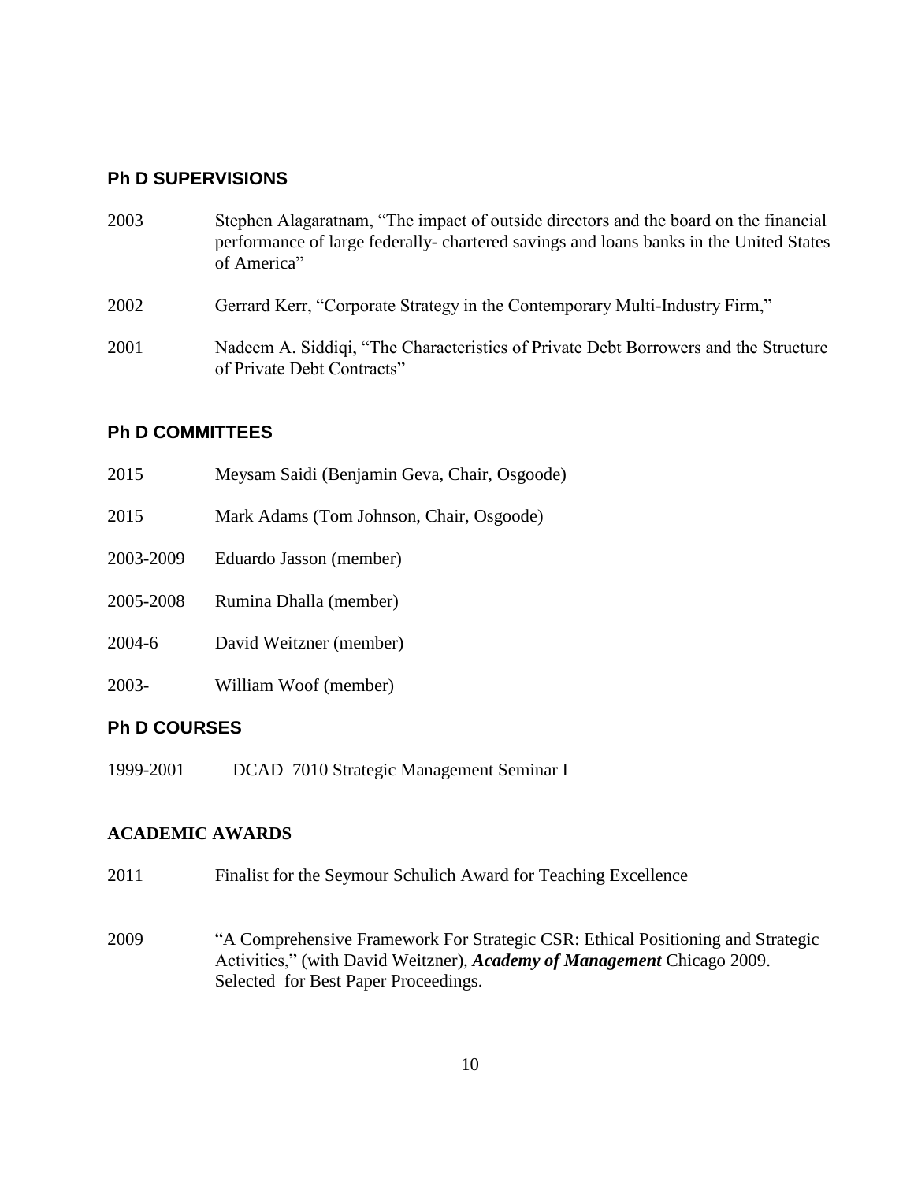## Ph D SUPERVISIONS

2003 Stephen Alagaratnam, "The impact of outside directors and the board on the financial performance of large federally- chartered savings and loans banks in the United States of America"

2002 Gerrard Kerr, "Corporate Strategy in the Contemporary Multi-Industry Firm,"

2001 Nadeem A. Siddiqi, "The Characteristics of Private Debt Borrowers and the Structure of Private Debt Contracts"

## Ph D COMMITTEES

2015 Meysam Saidi (Benjamin Geva, Chair, Osgoode)

2015 Mark Adams (Tom Johnson, Chair, Osgoode)

2003-2009 Eduardo Jasson (member)

2005-2008 Rumina Dhalla (member)

2004-6 David Weitzner (member)

2003- William Woof (member)

## Ph D COURSES

1999-2001 DCAD 7010 Strategic Management Seminar I

## ACADEMIC AWARDS

2011 Finalist for the Seymour Schulich Award for Teaching Excellence

2009 "A Comprehensive Framework For Strategic CSR: Ethical Positioning and Strategic Activities," (with David Weitzner), ***Academy of Management*** Chicago 2009. Selected for Best Paper Proceedings.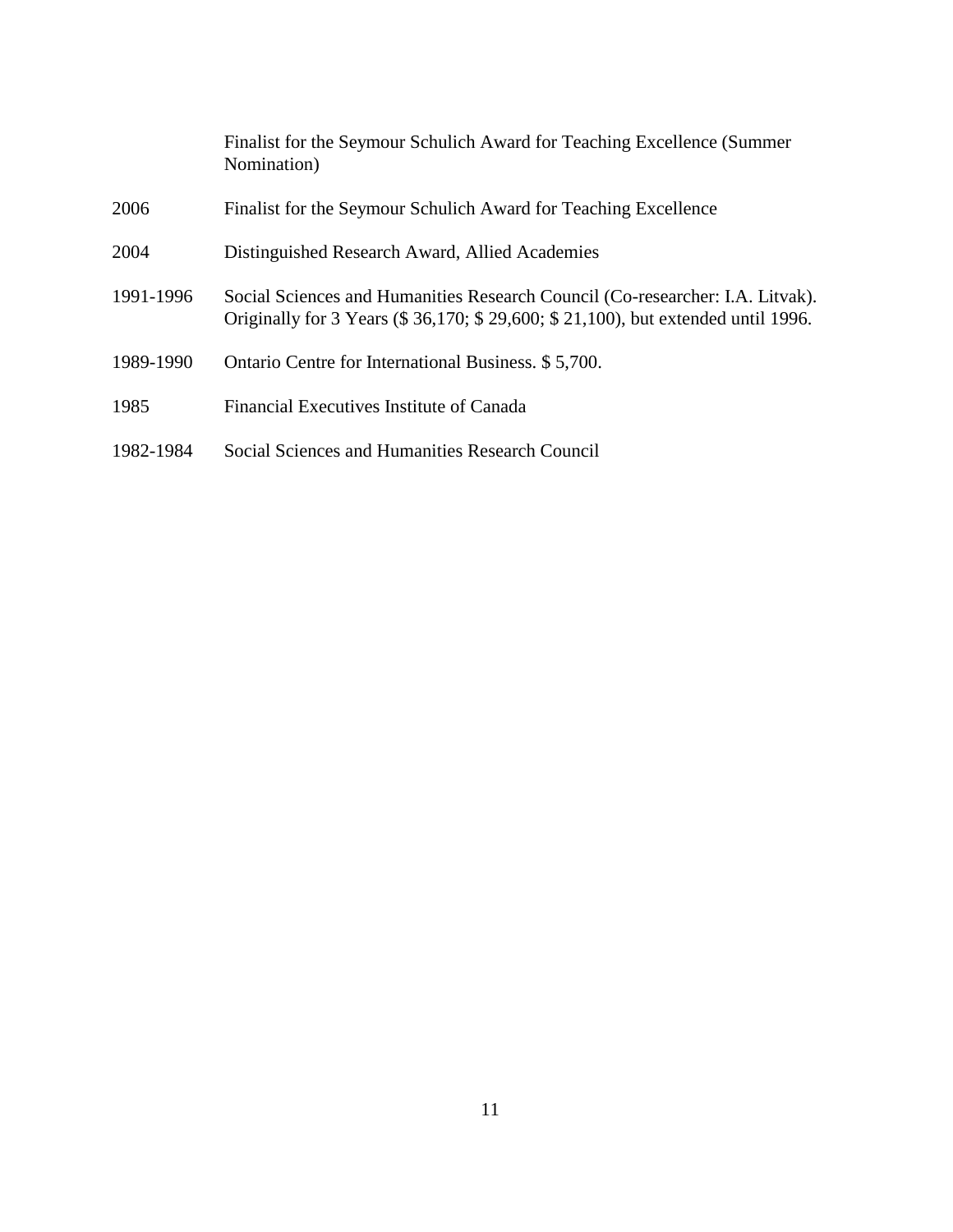| | |
|---|---|
| | Finalist for the Seymour Schulich Award for Teaching Excellence (Summer Nomination) |
| 2006 | Finalist for the Seymour Schulich Award for Teaching Excellence |
| 2004 | Distinguished Research Award, Allied Academies |
| 1991-1996 | Social Sciences and Humanities Research Council (Co-researcher: I.A. Litvak). Originally for 3 Years ($ 36,170; $ 29,600; $ 21,100), but extended until 1996. |
| 1989-1990 | Ontario Centre for International Business. $ 5,700. |
| 1985 | Financial Executives Institute of Canada |
| 1982-1984 | Social Sciences and Humanities Research Council |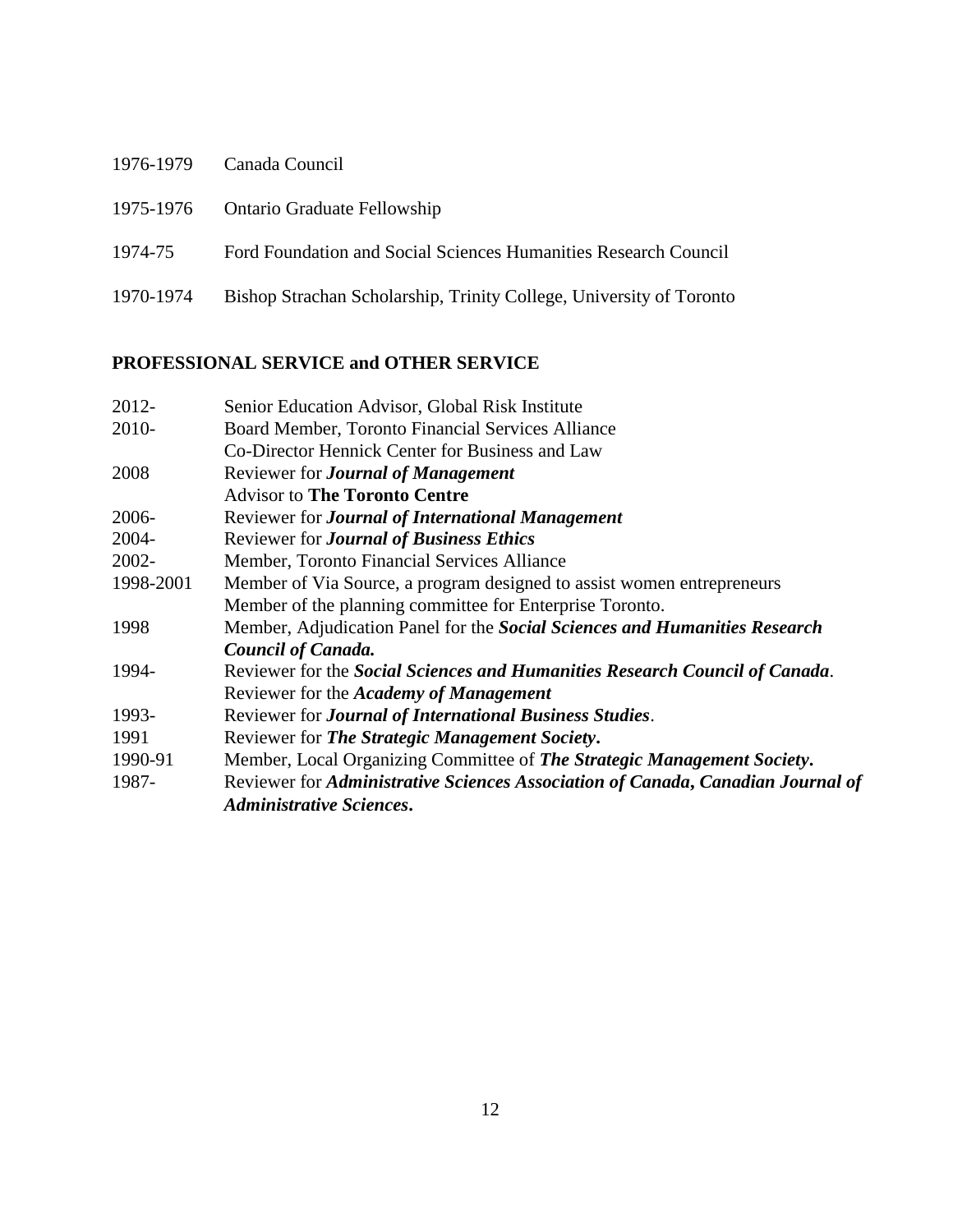1976-1979 Canada Council

1975-1976 Ontario Graduate Fellowship

1974-75 Ford Foundation and Social Sciences Humanities Research Council

1970-1974 Bishop Strachan Scholarship, Trinity College, University of Toronto

## PROFESSIONAL SERVICE and OTHER SERVICE

2012- Senior Education Advisor, Global Risk Institute
2010- Board Member, Toronto Financial Services Alliance
Co-Director Hennick Center for Business and Law
2008 Reviewer for ***Journal of Management***
Advisor to **The Toronto Centre**
2006- Reviewer for ***Journal of International Management***
2004- Reviewer for ***Journal of Business Ethics***
2002- Member, Toronto Financial Services Alliance
1998-2001 Member of Via Source, a program designed to assist women entrepreneurs
Member of the planning committee for Enterprise Toronto.
1998 Member, Adjudication Panel for the ***Social Sciences and Humanities Research Council of Canada.***
1994- Reviewer for the ***Social Sciences and Humanities Research Council of Canada***.
Reviewer for the ***Academy of Management***
1993- Reviewer for ***Journal of International Business Studies***.
1991 Reviewer for ***The Strategic Management Society*****.**
1990-91 Member, Local Organizing Committee of ***The Strategic Management Society*****.**
1987- Reviewer for ***Administrative Sciences Association of Canada, Canadian Journal of Administrative Sciences*****.**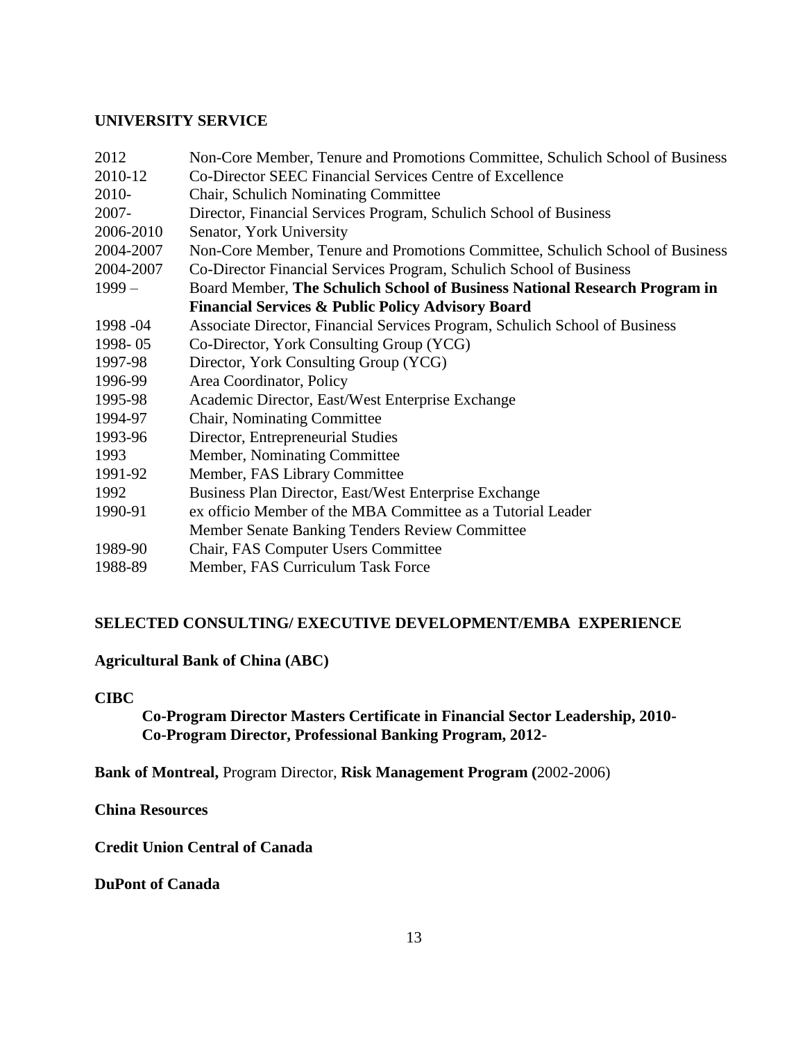## UNIVERSITY SERVICE

| | |
|---|---|
| 2012 | Non-Core Member, Tenure and Promotions Committee, Schulich School of Business |
| 2010-12 | Co-Director SEEC Financial Services Centre of Excellence |
| 2010- | Chair, Schulich Nominating Committee |
| 2007- | Director, Financial Services Program, Schulich School of Business |
| 2006-2010 | Senator, York University |
| 2004-2007 | Non-Core Member, Tenure and Promotions Committee, Schulich School of Business |
| 2004-2007 | Co-Director Financial Services Program, Schulich School of Business |
| 1999 – | Board Member, **The Schulich School of Business National Research Program in Financial Services & Public Policy Advisory Board** |
| 1998 -04 | Associate Director, Financial Services Program, Schulich School of Business |
| 1998- 05 | Co-Director, York Consulting Group (YCG) |
| 1997-98 | Director, York Consulting Group (YCG) |
| 1996-99 | Area Coordinator, Policy |
| 1995-98 | Academic Director, East/West Enterprise Exchange |
| 1994-97 | Chair, Nominating Committee |
| 1993-96 | Director, Entrepreneurial Studies |
| 1993 | Member, Nominating Committee |
| 1991-92 | Member, FAS Library Committee |
| 1992 | Business Plan Director, East/West Enterprise Exchange |
| 1990-91 | ex officio Member of the MBA Committee as a Tutorial Leader |
| | Member Senate Banking Tenders Review Committee |
| 1989-90 | Chair, FAS Computer Users Committee |
| 1988-89 | Member, FAS Curriculum Task Force |

## SELECTED CONSULTING/ EXECUTIVE DEVELOPMENT/EMBA EXPERIENCE

**Agricultural Bank of China (ABC)**

**CIBC**

**Co-Program Director Masters Certificate in Financial Sector Leadership, 2010-**
**Co-Program Director, Professional Banking Program, 2012-**

**Bank of Montreal,** Program Director, **Risk Management Program (**2002-2006)

**China Resources**

**Credit Union Central of Canada**

**DuPont of Canada**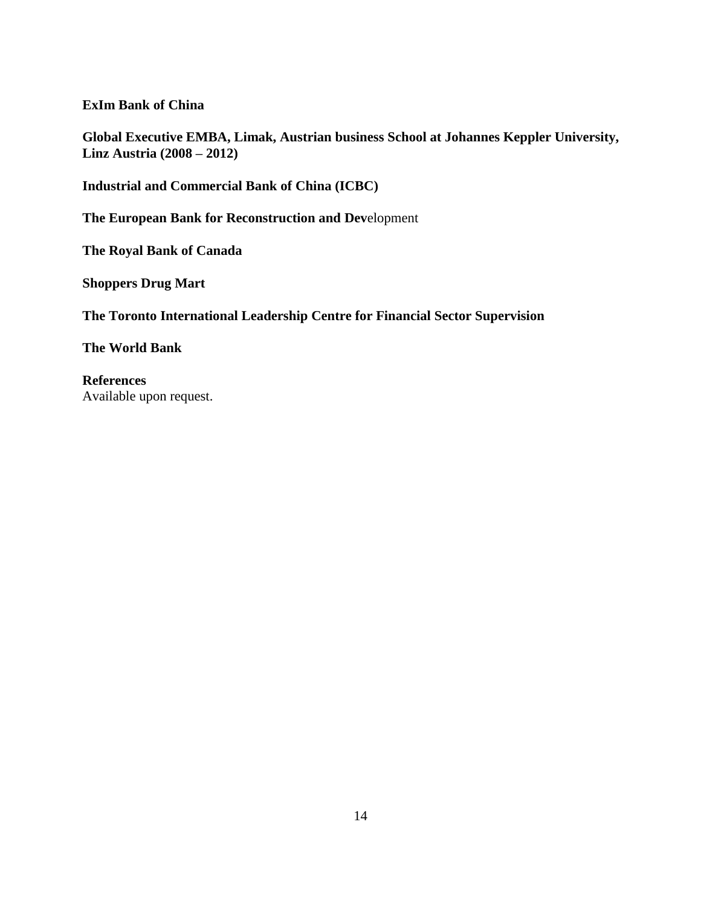**ExIm Bank of China**

**Global Executive EMBA, Limak, Austrian business School at Johannes Keppler University, Linz Austria (2008 – 2012)**

**Industrial and Commercial Bank of China (ICBC)**

**The European Bank for Reconstruction and Dev**elopment

**The Royal Bank of Canada**

**Shoppers Drug Mart**

**The Toronto International Leadership Centre for Financial Sector Supervision**

**The World Bank**

**References**
Available upon request.